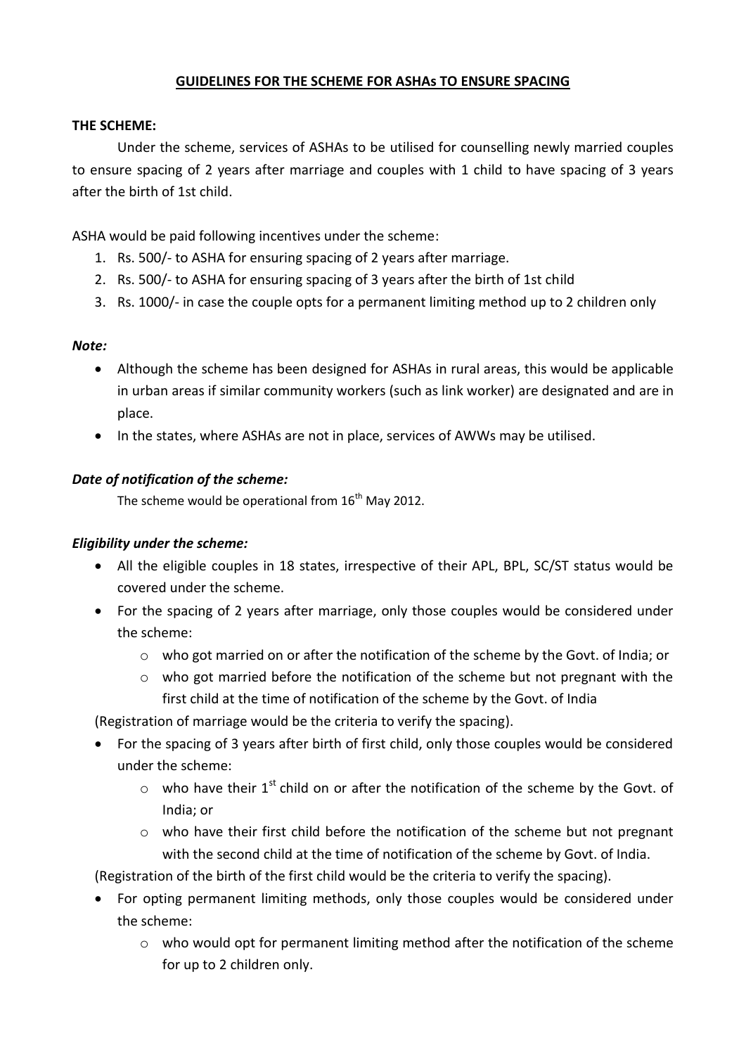# GUIDELINES FOR THE SCHEME FOR ASHAs TO ENSURE SPACING

**THE SCHEME:**

Under the scheme, services of ASHAs to be utilised for counselling newly married couples to ensure spacing of 2 years after marriage and couples with 1 child to have spacing of 3 years after the birth of 1st child.

ASHA would be paid following incentives under the scheme:

1. Rs. 500/- to ASHA for ensuring spacing of 2 years after marriage.
2. Rs. 500/- to ASHA for ensuring spacing of 3 years after the birth of 1st child
3. Rs. 1000/- in case the couple opts for a permanent limiting method up to 2 children only

***Note:***

- Although the scheme has been designed for ASHAs in rural areas, this would be applicable in urban areas if similar community workers (such as link worker) are designated and are in place.
- In the states, where ASHAs are not in place, services of AWWs may be utilised.

***Date of notification of the scheme:***

The scheme would be operational from 16th May 2012.

***Eligibility under the scheme:***

- All the eligible couples in 18 states, irrespective of their APL, BPL, SC/ST status would be covered under the scheme.
- For the spacing of 2 years after marriage, only those couples would be considered under the scheme:
  - who got married on or after the notification of the scheme by the Govt. of India; or
  - who got married before the notification of the scheme but not pregnant with the first child at the time of notification of the scheme by the Govt. of India

(Registration of marriage would be the criteria to verify the spacing).

- For the spacing of 3 years after birth of first child, only those couples would be considered under the scheme:
  - who have their 1st child on or after the notification of the scheme by the Govt. of India; or
  - who have their first child before the notification of the scheme but not pregnant with the second child at the time of notification of the scheme by Govt. of India.

(Registration of the birth of the first child would be the criteria to verify the spacing).

- For opting permanent limiting methods, only those couples would be considered under the scheme:
  - who would opt for permanent limiting method after the notification of the scheme for up to 2 children only.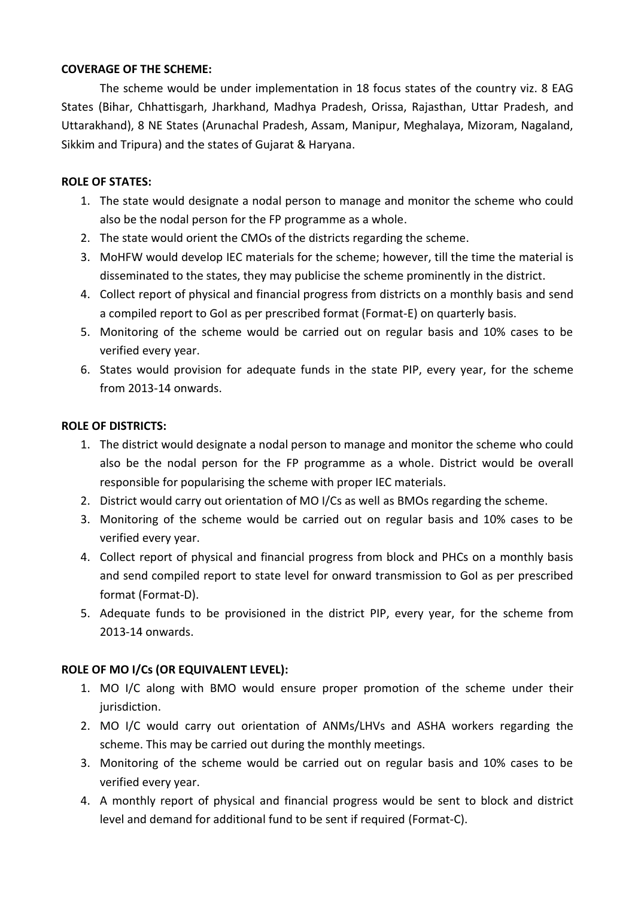**COVERAGE OF THE SCHEME:**

The scheme would be under implementation in 18 focus states of the country viz. 8 EAG States (Bihar, Chhattisgarh, Jharkhand, Madhya Pradesh, Orissa, Rajasthan, Uttar Pradesh, and Uttarakhand), 8 NE States (Arunachal Pradesh, Assam, Manipur, Meghalaya, Mizoram, Nagaland, Sikkim and Tripura) and the states of Gujarat & Haryana.

**ROLE OF STATES:**

1. The state would designate a nodal person to manage and monitor the scheme who could also be the nodal person for the FP programme as a whole.
2. The state would orient the CMOs of the districts regarding the scheme.
3. MoHFW would develop IEC materials for the scheme; however, till the time the material is disseminated to the states, they may publicise the scheme prominently in the district.
4. Collect report of physical and financial progress from districts on a monthly basis and send a compiled report to GoI as per prescribed format (Format-E) on quarterly basis.
5. Monitoring of the scheme would be carried out on regular basis and 10% cases to be verified every year.
6. States would provision for adequate funds in the state PIP, every year, for the scheme from 2013-14 onwards.

**ROLE OF DISTRICTS:**

1. The district would designate a nodal person to manage and monitor the scheme who could also be the nodal person for the FP programme as a whole. District would be overall responsible for popularising the scheme with proper IEC materials.
2. District would carry out orientation of MO I/Cs as well as BMOs regarding the scheme.
3. Monitoring of the scheme would be carried out on regular basis and 10% cases to be verified every year.
4. Collect report of physical and financial progress from block and PHCs on a monthly basis and send compiled report to state level for onward transmission to GoI as per prescribed format (Format-D).
5. Adequate funds to be provisioned in the district PIP, every year, for the scheme from 2013-14 onwards.

**ROLE OF MO I/Cs (OR EQUIVALENT LEVEL):**

1. MO I/C along with BMO would ensure proper promotion of the scheme under their jurisdiction.
2. MO I/C would carry out orientation of ANMs/LHVs and ASHA workers regarding the scheme. This may be carried out during the monthly meetings.
3. Monitoring of the scheme would be carried out on regular basis and 10% cases to be verified every year.
4. A monthly report of physical and financial progress would be sent to block and district level and demand for additional fund to be sent if required (Format-C).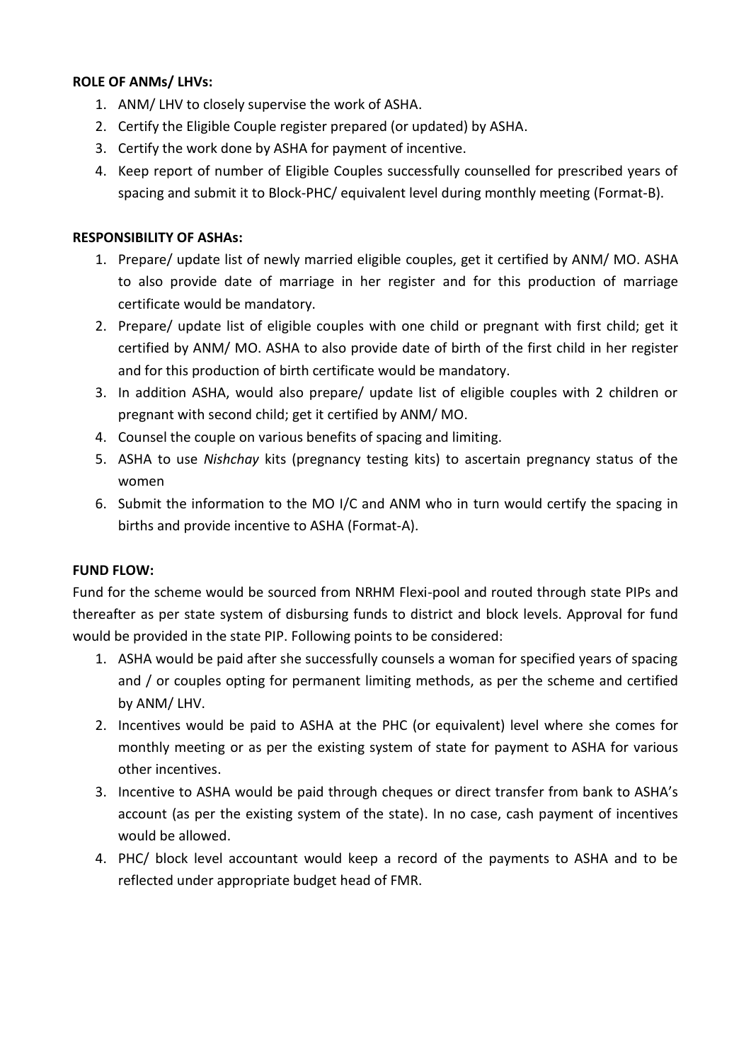**ROLE OF ANMs/ LHVs:**

1. ANM/ LHV to closely supervise the work of ASHA.
2. Certify the Eligible Couple register prepared (or updated) by ASHA.
3. Certify the work done by ASHA for payment of incentive.
4. Keep report of number of Eligible Couples successfully counselled for prescribed years of spacing and submit it to Block-PHC/ equivalent level during monthly meeting (Format-B).

**RESPONSIBILITY OF ASHAs:**

1. Prepare/ update list of newly married eligible couples, get it certified by ANM/ MO. ASHA to also provide date of marriage in her register and for this production of marriage certificate would be mandatory.
2. Prepare/ update list of eligible couples with one child or pregnant with first child; get it certified by ANM/ MO. ASHA to also provide date of birth of the first child in her register and for this production of birth certificate would be mandatory.
3. In addition ASHA, would also prepare/ update list of eligible couples with 2 children or pregnant with second child; get it certified by ANM/ MO.
4. Counsel the couple on various benefits of spacing and limiting.
5. ASHA to use *Nishchay* kits (pregnancy testing kits) to ascertain pregnancy status of the women
6. Submit the information to the MO I/C and ANM who in turn would certify the spacing in births and provide incentive to ASHA (Format-A).

**FUND FLOW:**

Fund for the scheme would be sourced from NRHM Flexi-pool and routed through state PIPs and thereafter as per state system of disbursing funds to district and block levels. Approval for fund would be provided in the state PIP. Following points to be considered:

1. ASHA would be paid after she successfully counsels a woman for specified years of spacing and / or couples opting for permanent limiting methods, as per the scheme and certified by ANM/ LHV.
2. Incentives would be paid to ASHA at the PHC (or equivalent) level where she comes for monthly meeting or as per the existing system of state for payment to ASHA for various other incentives.
3. Incentive to ASHA would be paid through cheques or direct transfer from bank to ASHA's account (as per the existing system of the state). In no case, cash payment of incentives would be allowed.
4. PHC/ block level accountant would keep a record of the payments to ASHA and to be reflected under appropriate budget head of FMR.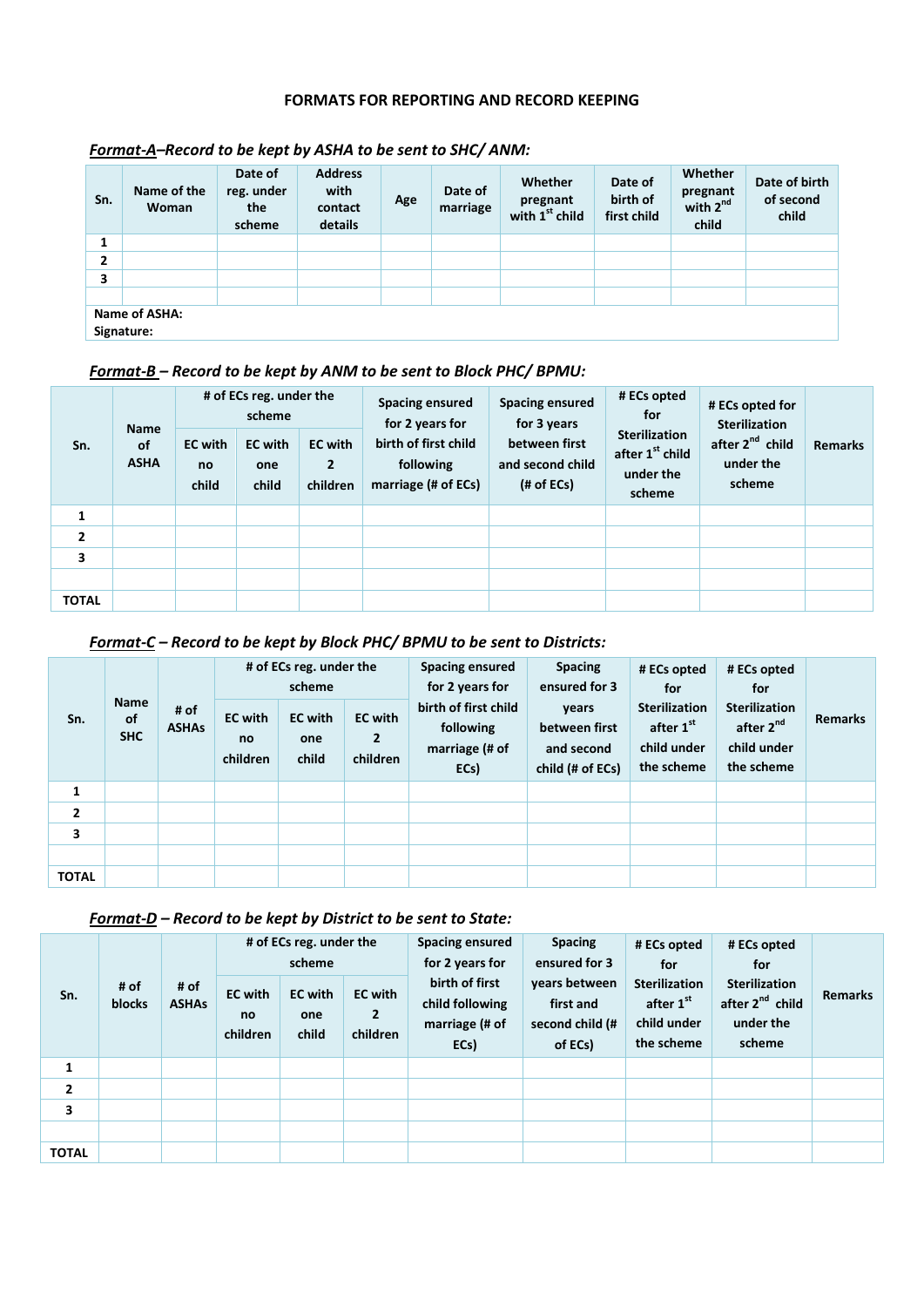# FORMATS FOR REPORTING AND RECORD KEEPING

***Format-A*–Record to be kept by ASHA to be sent to SHC/ ANM:**

| Sn. | Name of the Woman | Date of reg. under the scheme | Address with contact details | Age | Date of marriage | Whether pregnant with 1st child | Date of birth of first child | Whether pregnant with 2nd child | Date of birth of second child |
|---|---|---|---|---|---|---|---|---|---|
| 1 | | | | | | | | | |
| 2 | | | | | | | | | |
| 3 | | | | | | | | | |
| | | | | | | | | | |

Name of ASHA:
Signature:

***Format-B* – Record to be kept by ANM to be sent to Block PHC/ BPMU:**

| Sn. | Name of ASHA | # of ECs reg. under the scheme | | | Spacing ensured for 2 years for birth of first child following marriage (# of ECs) | Spacing ensured for 3 years between first and second child (# of ECs) | # ECs opted for Sterilization after 1st child under the scheme | # ECs opted for Sterilization after 2nd child under the scheme | Remarks |
|---|---|---|---|---|---|---|---|---|---|
| | | EC with no child | EC with one child | EC with 2 children | | | | | |
| 1 | | | | | | | | | |
| 2 | | | | | | | | | |
| 3 | | | | | | | | | |
| | | | | | | | | | |
| TOTAL | | | | | | | | | |

***Format-C* – Record to be kept by Block PHC/ BPMU to be sent to Districts:**

| Sn. | Name of SHC | # of ASHAs | # of ECs reg. under the scheme | | | Spacing ensured for 2 years for birth of first child following marriage (# of ECs) | Spacing ensured for 3 years between first and second child (# of ECs) | # ECs opted for Sterilization after 1st child under the scheme | # ECs opted for Sterilization after 2nd child under the scheme | Remarks |
|---|---|---|---|---|---|---|---|---|---|---|
| | | | EC with no children | EC with one child | EC with 2 children | | | | | |
| 1 | | | | | | | | | | |
| 2 | | | | | | | | | | |
| 3 | | | | | | | | | | |
| | | | | | | | | | | |
| TOTAL | | | | | | | | | | |

***Format-D* – Record to be kept by District to be sent to State:**

| Sn. | # of blocks | # of ASHAs | # of ECs reg. under the scheme | | | Spacing ensured for 2 years for birth of first child following marriage (# of ECs) | Spacing ensured for 3 years between first and second child (# of ECs) | # ECs opted for Sterilization after 1st child under the scheme | # ECs opted for Sterilization after 2nd child under the scheme | Remarks |
|---|---|---|---|---|---|---|---|---|---|---|
| | | | EC with no children | EC with one child | EC with 2 children | | | | | |
| 1 | | | | | | | | | | |
| 2 | | | | | | | | | | |
| 3 | | | | | | | | | | |
| | | | | | | | | | | |
| TOTAL | | | | | | | | | | |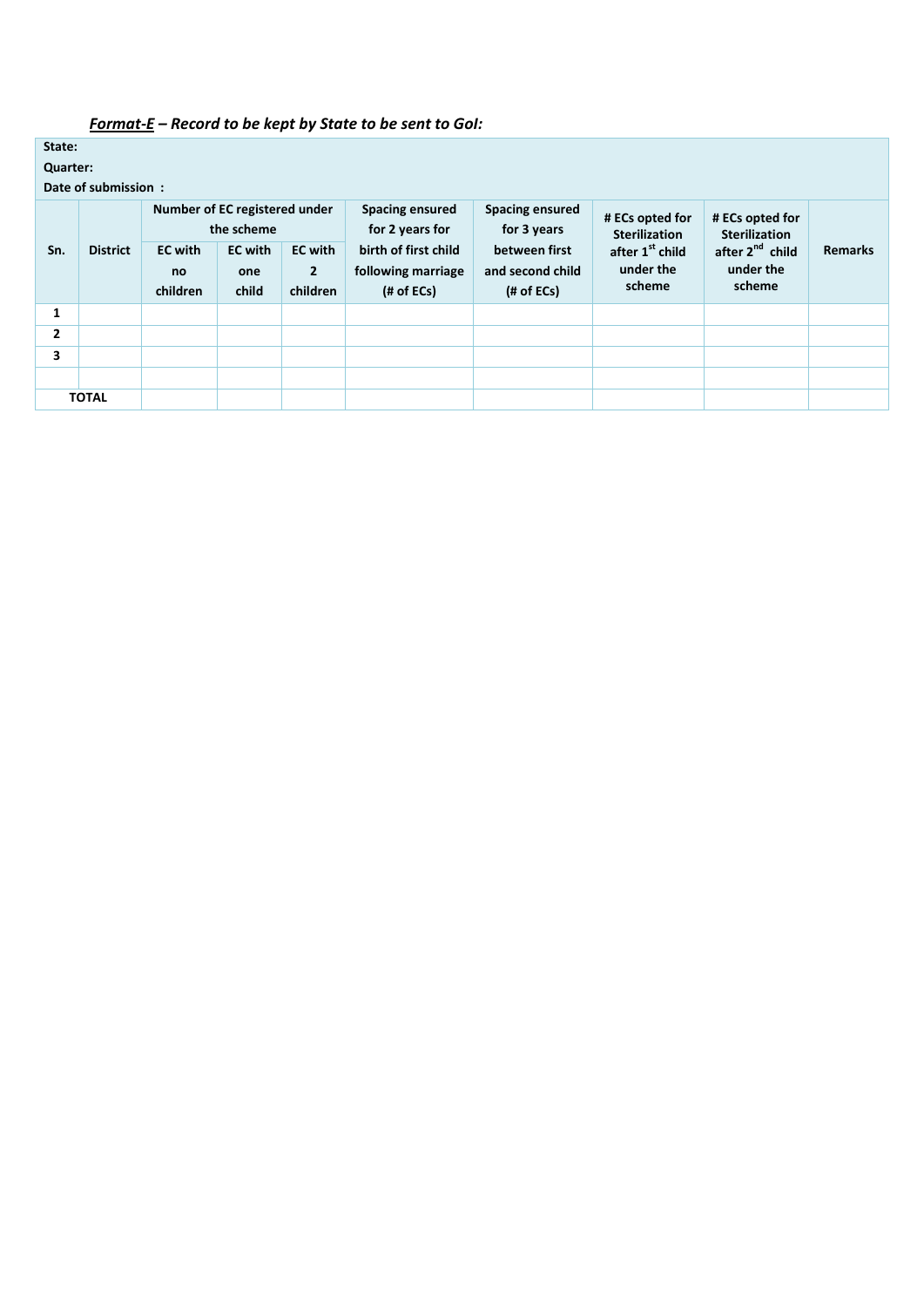***Format-E* – Record to be kept by State to be sent to GoI:**

**State:**

**Quarter:**

**Date of submission :**

| Sn. | District | Number of EC registered under the scheme | | | Spacing ensured for 2 years for birth of first child following marriage (# of ECs) | Spacing ensured for 3 years between first and second child (# of ECs) | # ECs opted for Sterilization after 1st child under the scheme | # ECs opted for Sterilization after 2nd child under the scheme | Remarks |
|---|---|---|---|---|---|---|---|---|---|
| | | EC with no children | EC with one child | EC with 2 children | | | | | |
| 1 | | | | | | | | | |
| 2 | | | | | | | | | |
| 3 | | | | | | | | | |
| | | | | | | | | | |
| TOTAL | | | | | | | | | |